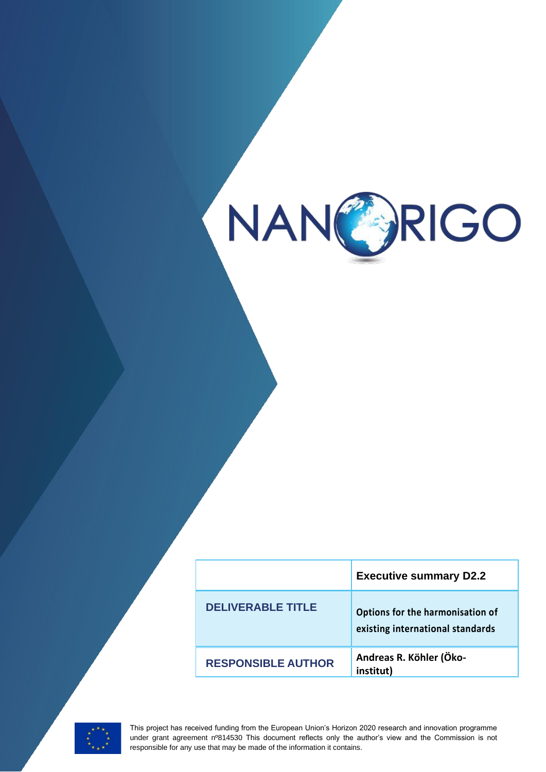# NANORIGO

| | Executive summary D2.2 |
|---|---|
| DELIVERABLE TITLE | Options for the harmonisation of existing international standards |
| RESPONSIBLE AUTHOR | Andreas R. Köhler (Öko-institut) |

This project has received funding from the European Union's Horizon 2020 research and innovation programme under grant agreement nº814530 This document reflects only the author's view and the Commission is not responsible for any use that may be made of the information it contains.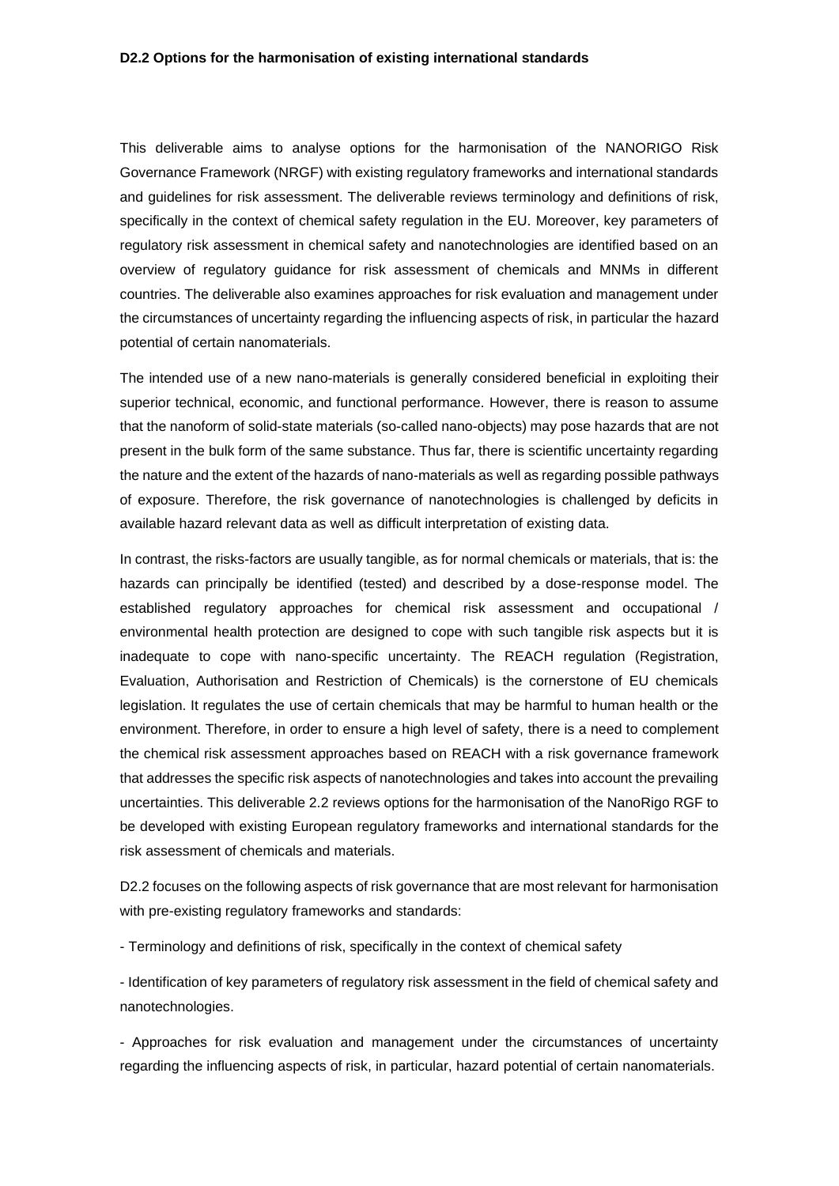**D2.2 Options for the harmonisation of existing international standards**

This deliverable aims to analyse options for the harmonisation of the NANORIGO Risk Governance Framework (NRGF) with existing regulatory frameworks and international standards and guidelines for risk assessment. The deliverable reviews terminology and definitions of risk, specifically in the context of chemical safety regulation in the EU. Moreover, key parameters of regulatory risk assessment in chemical safety and nanotechnologies are identified based on an overview of regulatory guidance for risk assessment of chemicals and MNMs in different countries. The deliverable also examines approaches for risk evaluation and management under the circumstances of uncertainty regarding the influencing aspects of risk, in particular the hazard potential of certain nanomaterials.

The intended use of a new nano-materials is generally considered beneficial in exploiting their superior technical, economic, and functional performance. However, there is reason to assume that the nanoform of solid-state materials (so-called nano-objects) may pose hazards that are not present in the bulk form of the same substance. Thus far, there is scientific uncertainty regarding the nature and the extent of the hazards of nano-materials as well as regarding possible pathways of exposure. Therefore, the risk governance of nanotechnologies is challenged by deficits in available hazard relevant data as well as difficult interpretation of existing data.

In contrast, the risks-factors are usually tangible, as for normal chemicals or materials, that is: the hazards can principally be identified (tested) and described by a dose-response model. The established regulatory approaches for chemical risk assessment and occupational / environmental health protection are designed to cope with such tangible risk aspects but it is inadequate to cope with nano-specific uncertainty. The REACH regulation (Registration, Evaluation, Authorisation and Restriction of Chemicals) is the cornerstone of EU chemicals legislation. It regulates the use of certain chemicals that may be harmful to human health or the environment. Therefore, in order to ensure a high level of safety, there is a need to complement the chemical risk assessment approaches based on REACH with a risk governance framework that addresses the specific risk aspects of nanotechnologies and takes into account the prevailing uncertainties. This deliverable 2.2 reviews options for the harmonisation of the NanoRigo RGF to be developed with existing European regulatory frameworks and international standards for the risk assessment of chemicals and materials.

D2.2 focuses on the following aspects of risk governance that are most relevant for harmonisation with pre-existing regulatory frameworks and standards:

- Terminology and definitions of risk, specifically in the context of chemical safety

- Identification of key parameters of regulatory risk assessment in the field of chemical safety and nanotechnologies.

- Approaches for risk evaluation and management under the circumstances of uncertainty regarding the influencing aspects of risk, in particular, hazard potential of certain nanomaterials.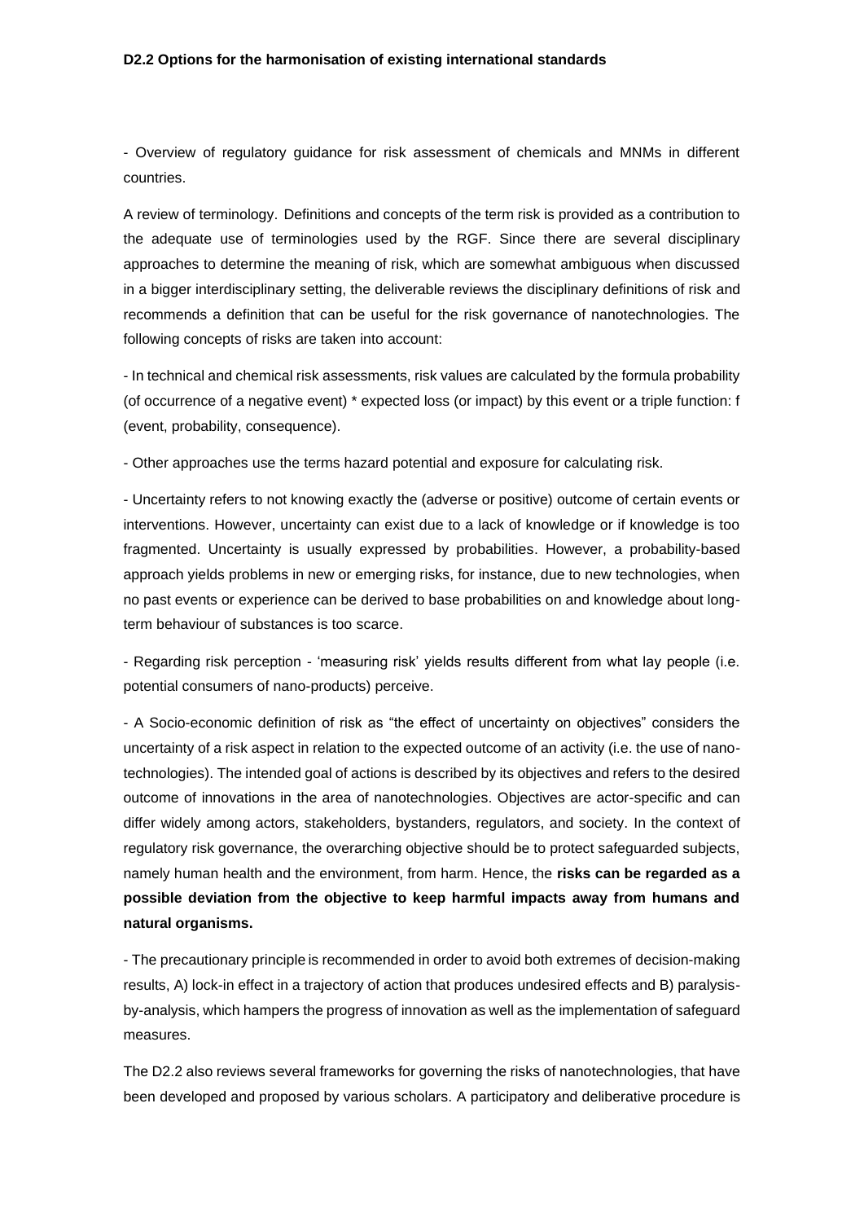- Overview of regulatory guidance for risk assessment of chemicals and MNMs in different countries.

A review of terminology. Definitions and concepts of the term risk is provided as a contribution to the adequate use of terminologies used by the RGF. Since there are several disciplinary approaches to determine the meaning of risk, which are somewhat ambiguous when discussed in a bigger interdisciplinary setting, the deliverable reviews the disciplinary definitions of risk and recommends a definition that can be useful for the risk governance of nanotechnologies. The following concepts of risks are taken into account:

- In technical and chemical risk assessments, risk values are calculated by the formula probability (of occurrence of a negative event) * expected loss (or impact) by this event or a triple function: f (event, probability, consequence).

- Other approaches use the terms hazard potential and exposure for calculating risk.

- Uncertainty refers to not knowing exactly the (adverse or positive) outcome of certain events or interventions. However, uncertainty can exist due to a lack of knowledge or if knowledge is too fragmented. Uncertainty is usually expressed by probabilities. However, a probability-based approach yields problems in new or emerging risks, for instance, due to new technologies, when no past events or experience can be derived to base probabilities on and knowledge about long-term behaviour of substances is too scarce.

- Regarding risk perception - 'measuring risk' yields results different from what lay people (i.e. potential consumers of nano-products) perceive.

- A Socio-economic definition of risk as "the effect of uncertainty on objectives" considers the uncertainty of a risk aspect in relation to the expected outcome of an activity (i.e. the use of nano-technologies). The intended goal of actions is described by its objectives and refers to the desired outcome of innovations in the area of nanotechnologies. Objectives are actor-specific and can differ widely among actors, stakeholders, bystanders, regulators, and society. In the context of regulatory risk governance, the overarching objective should be to protect safeguarded subjects, namely human health and the environment, from harm. Hence, the **risks can be regarded as a possible deviation from the objective to keep harmful impacts away from humans and natural organisms.**

- The precautionary principle is recommended in order to avoid both extremes of decision-making results, A) lock-in effect in a trajectory of action that produces undesired effects and B) paralysis-by-analysis, which hampers the progress of innovation as well as the implementation of safeguard measures.

The D2.2 also reviews several frameworks for governing the risks of nanotechnologies, that have been developed and proposed by various scholars. A participatory and deliberative procedure is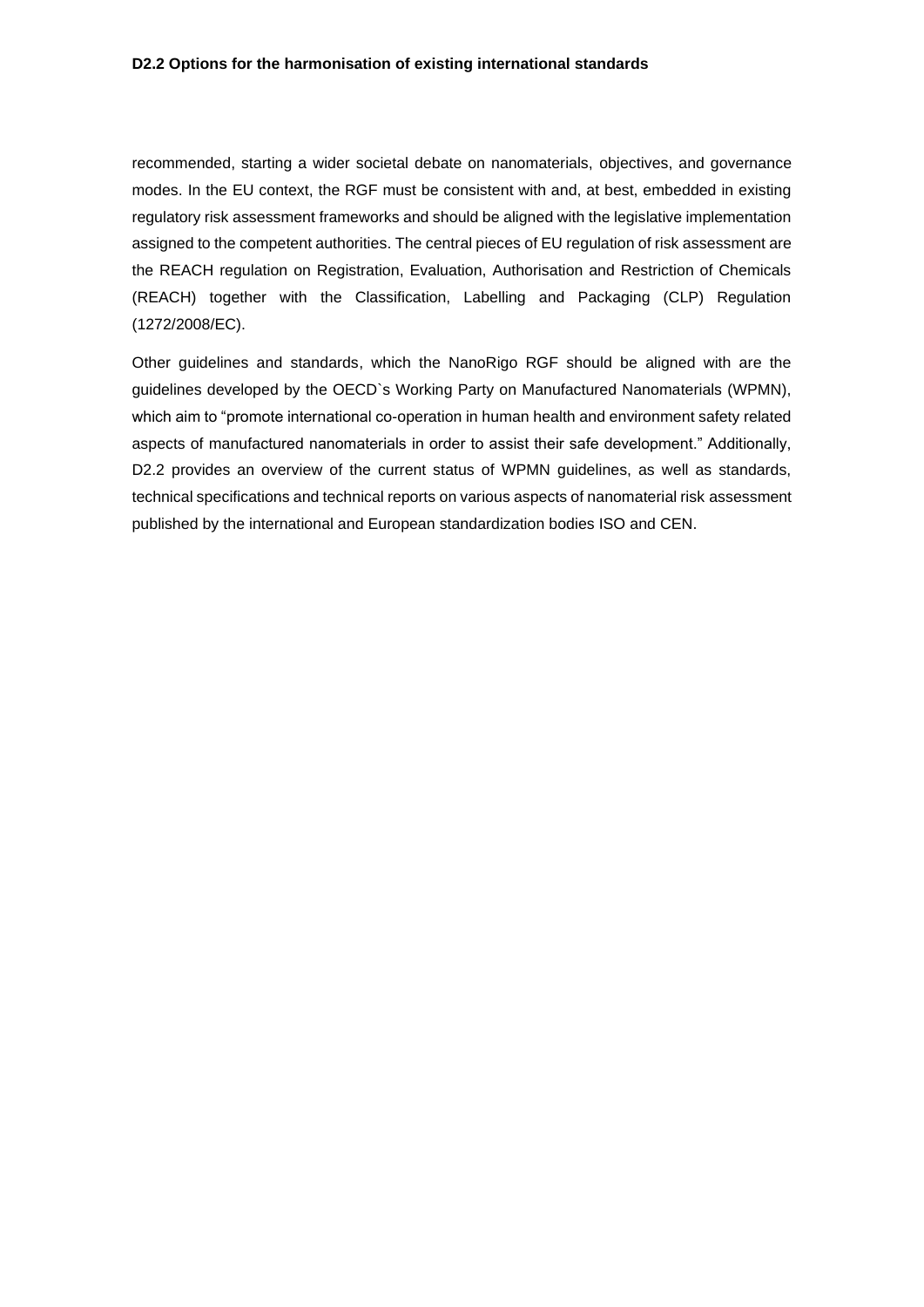recommended, starting a wider societal debate on nanomaterials, objectives, and governance modes. In the EU context, the RGF must be consistent with and, at best, embedded in existing regulatory risk assessment frameworks and should be aligned with the legislative implementation assigned to the competent authorities. The central pieces of EU regulation of risk assessment are the REACH regulation on Registration, Evaluation, Authorisation and Restriction of Chemicals (REACH) together with the Classification, Labelling and Packaging (CLP) Regulation (1272/2008/EC).

Other guidelines and standards, which the NanoRigo RGF should be aligned with are the guidelines developed by the OECD`s Working Party on Manufactured Nanomaterials (WPMN), which aim to "promote international co-operation in human health and environment safety related aspects of manufactured nanomaterials in order to assist their safe development." Additionally, D2.2 provides an overview of the current status of WPMN guidelines, as well as standards, technical specifications and technical reports on various aspects of nanomaterial risk assessment published by the international and European standardization bodies ISO and CEN.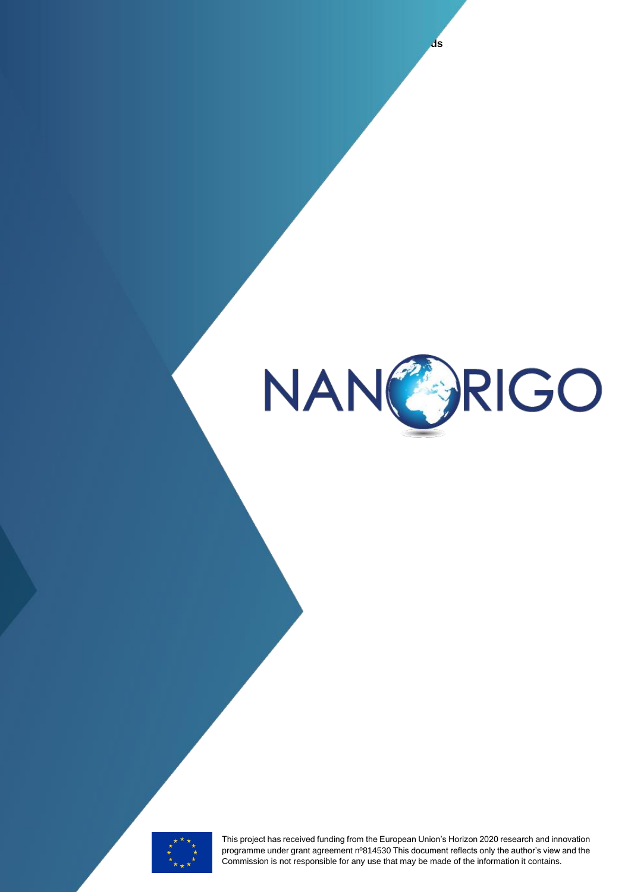ds

NANORIGO

This project has received funding from the European Union's Horizon 2020 research and innovation programme under grant agreement nº814530 This document reflects only the author's view and the Commission is not responsible for any use that may be made of the information it contains.